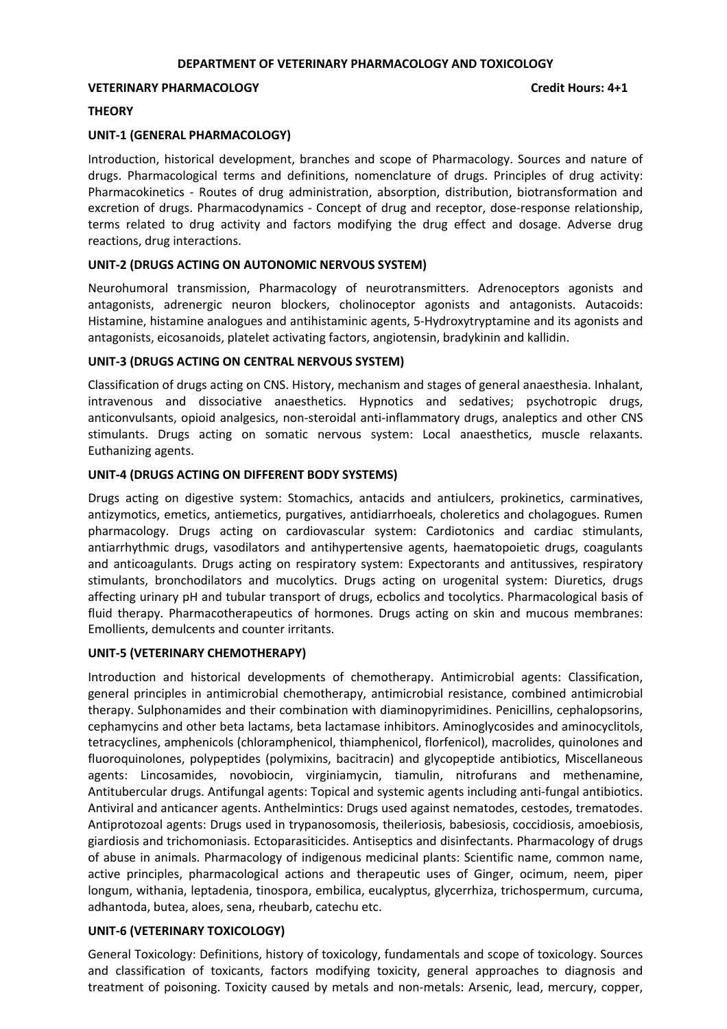# DEPARTMENT OF VETERINARY PHARMACOLOGY AND TOXICOLOGY

**VETERINARY PHARMACOLOGY** **Credit Hours: 4+1**

## THEORY

### UNIT-1 (GENERAL PHARMACOLOGY)

Introduction, historical development, branches and scope of Pharmacology. Sources and nature of drugs. Pharmacological terms and definitions, nomenclature of drugs. Principles of drug activity: Pharmacokinetics - Routes of drug administration, absorption, distribution, biotransformation and excretion of drugs. Pharmacodynamics - Concept of drug and receptor, dose-response relationship, terms related to drug activity and factors modifying the drug effect and dosage. Adverse drug reactions, drug interactions.

### UNIT-2 (DRUGS ACTING ON AUTONOMIC NERVOUS SYSTEM)

Neurohumoral transmission, Pharmacology of neurotransmitters. Adrenoceptors agonists and antagonists, adrenergic neuron blockers, cholinoceptor agonists and antagonists. Autacoids: Histamine, histamine analogues and antihistaminic agents, 5-Hydroxytryptamine and its agonists and antagonists, eicosanoids, platelet activating factors, angiotensin, bradykinin and kallidin.

### UNIT-3 (DRUGS ACTING ON CENTRAL NERVOUS SYSTEM)

Classification of drugs acting on CNS. History, mechanism and stages of general anaesthesia. Inhalant, intravenous and dissociative anaesthetics. Hypnotics and sedatives; psychotropic drugs, anticonvulsants, opioid analgesics, non-steroidal anti-inflammatory drugs, analeptics and other CNS stimulants. Drugs acting on somatic nervous system: Local anaesthetics, muscle relaxants. Euthanizing agents.

### UNIT-4 (DRUGS ACTING ON DIFFERENT BODY SYSTEMS)

Drugs acting on digestive system: Stomachics, antacids and antiulcers, prokinetics, carminatives, antizymotics, emetics, antiemetics, purgatives, antidiarrhoeals, choleretics and cholagogues. Rumen pharmacology. Drugs acting on cardiovascular system: Cardiotonics and cardiac stimulants, antiarrhythmic drugs, vasodilators and antihypertensive agents, haematopoietic drugs, coagulants and anticoagulants. Drugs acting on respiratory system: Expectorants and antitussives, respiratory stimulants, bronchodilators and mucolytics. Drugs acting on urogenital system: Diuretics, drugs affecting urinary pH and tubular transport of drugs, ecbolics and tocolytics. Pharmacological basis of fluid therapy. Pharmacotherapeutics of hormones. Drugs acting on skin and mucous membranes: Emollients, demulcents and counter irritants.

### UNIT-5 (VETERINARY CHEMOTHERAPY)

Introduction and historical developments of chemotherapy. Antimicrobial agents: Classification, general principles in antimicrobial chemotherapy, antimicrobial resistance, combined antimicrobial therapy. Sulphonamides and their combination with diaminopyrimidines. Penicillins, cephalopsorins, cephamycins and other beta lactams, beta lactamase inhibitors. Aminoglycosides and aminocyclitols, tetracyclines, amphenicols (chloramphenicol, thiamphenicol, florfenicol), macrolides, quinolones and fluoroquinolones, polypeptides (polymixins, bacitracin) and glycopeptide antibiotics, Miscellaneous agents: Lincosamides, novobiocin, virginiamycin, tiamulin, nitrofurans and methenamine, Antitubercular drugs. Antifungal agents: Topical and systemic agents including anti-fungal antibiotics. Antiviral and anticancer agents. Anthelmintics: Drugs used against nematodes, cestodes, trematodes. Antiprotozoal agents: Drugs used in trypanosomosis, theileriosis, babesiosis, coccidiosis, amoebiosis, giardiosis and trichomoniasis. Ectoparasiticides. Antiseptics and disinfectants. Pharmacology of drugs of abuse in animals. Pharmacology of indigenous medicinal plants: Scientific name, common name, active principles, pharmacological actions and therapeutic uses of Ginger, ocimum, neem, piper longum, withania, leptadenia, tinospora, embilica, eucalyptus, glycerrhiza, trichospermum, curcuma, adhantoda, butea, aloes, sena, rheubarb, catechu etc.

### UNIT-6 (VETERINARY TOXICOLOGY)

General Toxicology: Definitions, history of toxicology, fundamentals and scope of toxicology. Sources and classification of toxicants, factors modifying toxicity, general approaches to diagnosis and treatment of poisoning. Toxicity caused by metals and non-metals: Arsenic, lead, mercury, copper,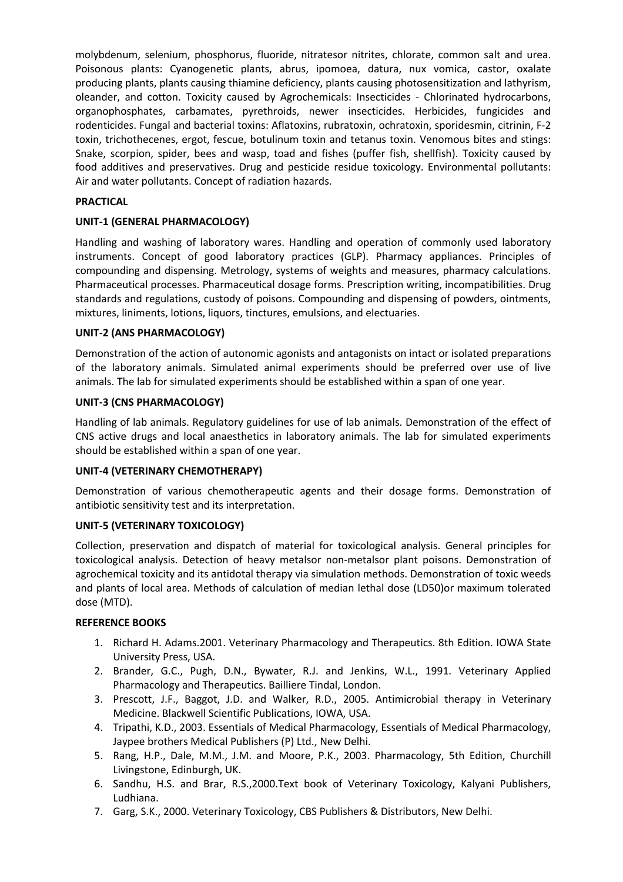molybdenum, selenium, phosphorus, fluoride, nitratesor nitrites, chlorate, common salt and urea. Poisonous plants: Cyanogenetic plants, abrus, ipomoea, datura, nux vomica, castor, oxalate producing plants, plants causing thiamine deficiency, plants causing photosensitization and lathyrism, oleander, and cotton. Toxicity caused by Agrochemicals: Insecticides - Chlorinated hydrocarbons, organophosphates, carbamates, pyrethroids, newer insecticides. Herbicides, fungicides and rodenticides. Fungal and bacterial toxins: Aflatoxins, rubratoxin, ochratoxin, sporidesmin, citrinin, F-2 toxin, trichothecenes, ergot, fescue, botulinum toxin and tetanus toxin. Venomous bites and stings: Snake, scorpion, spider, bees and wasp, toad and fishes (puffer fish, shellfish). Toxicity caused by food additives and preservatives. Drug and pesticide residue toxicology. Environmental pollutants: Air and water pollutants. Concept of radiation hazards.

**PRACTICAL**

**UNIT-1 (GENERAL PHARMACOLOGY)**

Handling and washing of laboratory wares. Handling and operation of commonly used laboratory instruments. Concept of good laboratory practices (GLP). Pharmacy appliances. Principles of compounding and dispensing. Metrology, systems of weights and measures, pharmacy calculations. Pharmaceutical processes. Pharmaceutical dosage forms. Prescription writing, incompatibilities. Drug standards and regulations, custody of poisons. Compounding and dispensing of powders, ointments, mixtures, liniments, lotions, liquors, tinctures, emulsions, and electuaries.

**UNIT-2 (ANS PHARMACOLOGY)**

Demonstration of the action of autonomic agonists and antagonists on intact or isolated preparations of the laboratory animals. Simulated animal experiments should be preferred over use of live animals. The lab for simulated experiments should be established within a span of one year.

**UNIT-3 (CNS PHARMACOLOGY)**

Handling of lab animals. Regulatory guidelines for use of lab animals. Demonstration of the effect of CNS active drugs and local anaesthetics in laboratory animals. The lab for simulated experiments should be established within a span of one year.

**UNIT-4 (VETERINARY CHEMOTHERAPY)**

Demonstration of various chemotherapeutic agents and their dosage forms. Demonstration of antibiotic sensitivity test and its interpretation.

**UNIT-5 (VETERINARY TOXICOLOGY)**

Collection, preservation and dispatch of material for toxicological analysis. General principles for toxicological analysis. Detection of heavy metalsor non-metalsor plant poisons. Demonstration of agrochemical toxicity and its antidotal therapy via simulation methods. Demonstration of toxic weeds and plants of local area. Methods of calculation of median lethal dose (LD50)or maximum tolerated dose (MTD).

**REFERENCE BOOKS**

1. Richard H. Adams.2001. Veterinary Pharmacology and Therapeutics. 8th Edition. IOWA State University Press, USA.
2. Brander, G.C., Pugh, D.N., Bywater, R.J. and Jenkins, W.L., 1991. Veterinary Applied Pharmacology and Therapeutics. Bailliere Tindal, London.
3. Prescott, J.F., Baggot, J.D. and Walker, R.D., 2005. Antimicrobial therapy in Veterinary Medicine. Blackwell Scientific Publications, IOWA, USA.
4. Tripathi, K.D., 2003. Essentials of Medical Pharmacology, Essentials of Medical Pharmacology, Jaypee brothers Medical Publishers (P) Ltd., New Delhi.
5. Rang, H.P., Dale, M.M., J.M. and Moore, P.K., 2003. Pharmacology, 5th Edition, Churchill Livingstone, Edinburgh, UK.
6. Sandhu, H.S. and Brar, R.S.,2000.Text book of Veterinary Toxicology, Kalyani Publishers, Ludhiana.
7. Garg, S.K., 2000. Veterinary Toxicology, CBS Publishers & Distributors, New Delhi.